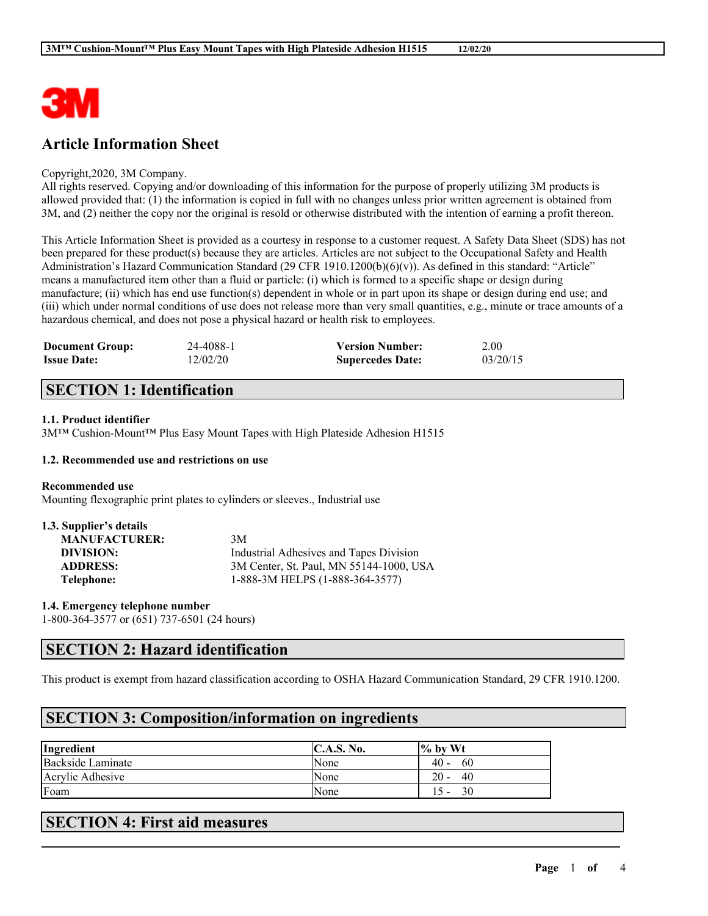# Article Information Sheet

Copyright,2020, 3M Company.
All rights reserved. Copying and/or downloading of this information for the purpose of properly utilizing 3M products is allowed provided that: (1) the information is copied in full with no changes unless prior written agreement is obtained from 3M, and (2) neither the copy nor the original is resold or otherwise distributed with the intention of earning a profit thereon.

This Article Information Sheet is provided as a courtesy in response to a customer request. A Safety Data Sheet (SDS) has not been prepared for these product(s) because they are articles. Articles are not subject to the Occupational Safety and Health Administration's Hazard Communication Standard (29 CFR 1910.1200(b)(6)(v)). As defined in this standard: "Article" means a manufactured item other than a fluid or particle: (i) which is formed to a specific shape or design during manufacture; (ii) which has end use function(s) dependent in whole or in part upon its shape or design during end use; and (iii) which under normal conditions of use does not release more than very small quantities, e.g., minute or trace amounts of a hazardous chemical, and does not pose a physical hazard or health risk to employees.

| | | | |
|---|---|---|---|
| **Document Group:** | 24-4088-1 | **Version Number:** | 2.00 |
| **Issue Date:** | 12/02/20 | **Supercedes Date:** | 03/20/15 |

## SECTION 1: Identification

### 1.1. Product identifier

3M™ Cushion-Mount™ Plus Easy Mount Tapes with High Plateside Adhesion H1515

### 1.2. Recommended use and restrictions on use

**Recommended use**

Mounting flexographic print plates to cylinders or sleeves., Industrial use

### 1.3. Supplier's details

| | |
|---|---|
| **MANUFACTURER:** | 3M |
| **DIVISION:** | Industrial Adhesives and Tapes Division |
| **ADDRESS:** | 3M Center, St. Paul, MN 55144-1000, USA |
| **Telephone:** | 1-888-3M HELPS (1-888-364-3577) |

### 1.4. Emergency telephone number

1-800-364-3577 or (651) 737-6501 (24 hours)

## SECTION 2: Hazard identification

This product is exempt from hazard classification according to OSHA Hazard Communication Standard, 29 CFR 1910.1200.

## SECTION 3: Composition/information on ingredients

| Ingredient | C.A.S. No. | % by Wt |
|---|---|---|
| Backside Laminate | None | 40 - 60 |
| Acrylic Adhesive | None | 20 - 40 |
| Foam | None | 15 - 30 |

## SECTION 4: First aid measures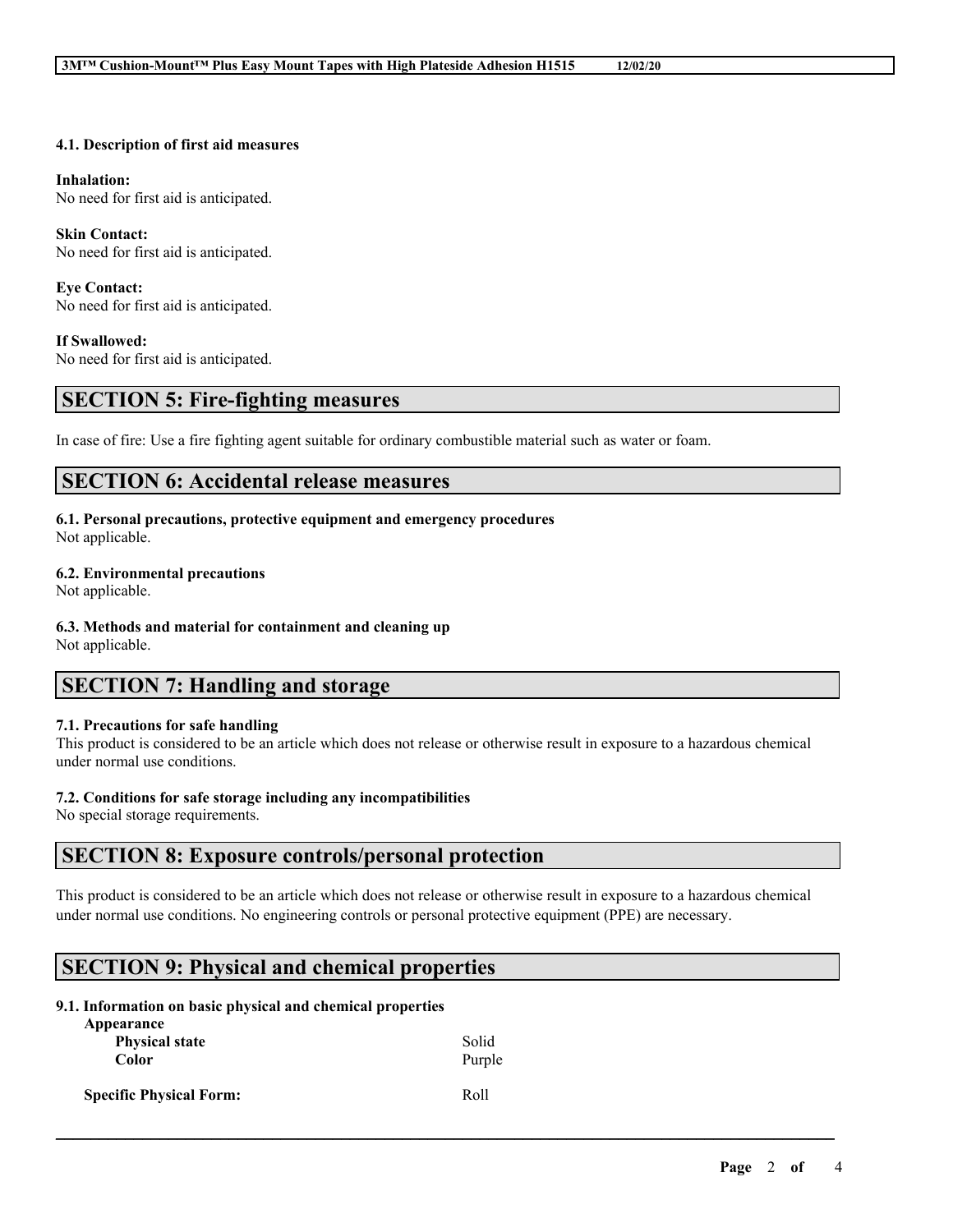#### 4.1. Description of first aid measures

**Inhalation:**
No need for first aid is anticipated.

**Skin Contact:**
No need for first aid is anticipated.

**Eye Contact:**
No need for first aid is anticipated.

**If Swallowed:**
No need for first aid is anticipated.

## SECTION 5: Fire-fighting measures

In case of fire: Use a fire fighting agent suitable for ordinary combustible material such as water or foam.

## SECTION 6: Accidental release measures

#### 6.1. Personal precautions, protective equipment and emergency procedures
Not applicable.

#### 6.2. Environmental precautions
Not applicable.

#### 6.3. Methods and material for containment and cleaning up
Not applicable.

## SECTION 7: Handling and storage

#### 7.1. Precautions for safe handling
This product is considered to be an article which does not release or otherwise result in exposure to a hazardous chemical under normal use conditions.

#### 7.2. Conditions for safe storage including any incompatibilities
No special storage requirements.

## SECTION 8: Exposure controls/personal protection

This product is considered to be an article which does not release or otherwise result in exposure to a hazardous chemical under normal use conditions. No engineering controls or personal protective equipment (PPE) are necessary.

## SECTION 9: Physical and chemical properties

#### 9.1. Information on basic physical and chemical properties

| Property | Value |
|---|---|
| **Appearance** | |
| **Physical state** | Solid |
| **Color** | Purple |
| **Specific Physical Form:** | Roll |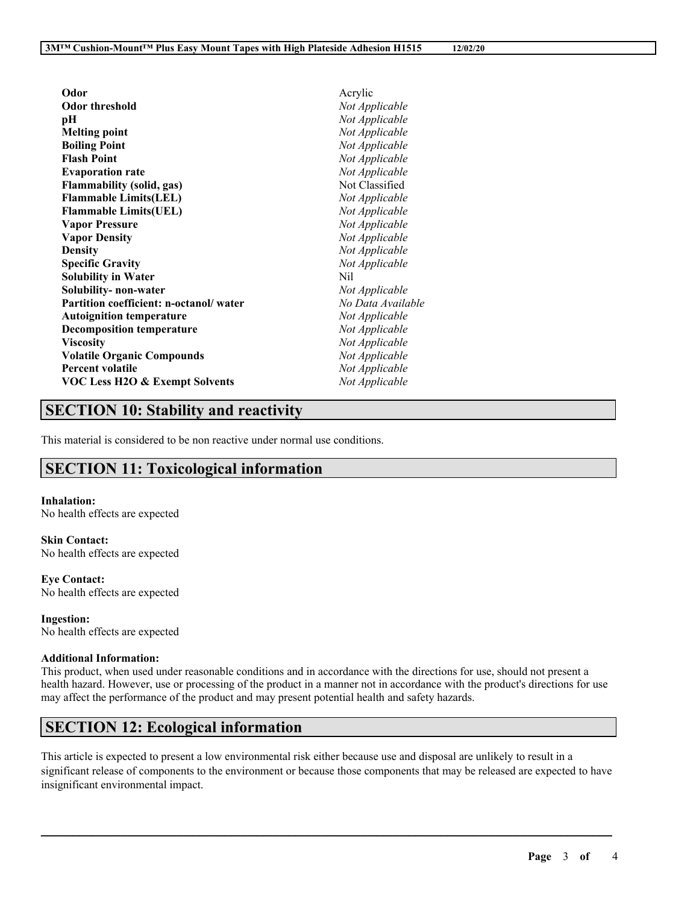| | |
|---|---|
| **Odor** | Acrylic |
| **Odor threshold** | *Not Applicable* |
| **pH** | *Not Applicable* |
| **Melting point** | *Not Applicable* |
| **Boiling Point** | *Not Applicable* |
| **Flash Point** | *Not Applicable* |
| **Evaporation rate** | *Not Applicable* |
| **Flammability (solid, gas)** | Not Classified |
| **Flammable Limits(LEL)** | *Not Applicable* |
| **Flammable Limits(UEL)** | *Not Applicable* |
| **Vapor Pressure** | *Not Applicable* |
| **Vapor Density** | *Not Applicable* |
| **Density** | *Not Applicable* |
| **Specific Gravity** | *Not Applicable* |
| **Solubility in Water** | Nil |
| **Solubility- non-water** | *Not Applicable* |
| **Partition coefficient: n-octanol/ water** | *No Data Available* |
| **Autoignition temperature** | *Not Applicable* |
| **Decomposition temperature** | *Not Applicable* |
| **Viscosity** | *Not Applicable* |
| **Volatile Organic Compounds** | *Not Applicable* |
| **Percent volatile** | *Not Applicable* |
| **VOC Less H2O & Exempt Solvents** | *Not Applicable* |

## SECTION 10: Stability and reactivity

This material is considered to be non reactive under normal use conditions.

## SECTION 11: Toxicological information

**Inhalation:**
No health effects are expected

**Skin Contact:**
No health effects are expected

**Eye Contact:**
No health effects are expected

**Ingestion:**
No health effects are expected

**Additional Information:**
This product, when used under reasonable conditions and in accordance with the directions for use, should not present a health hazard. However, use or processing of the product in a manner not in accordance with the product's directions for use may affect the performance of the product and may present potential health and safety hazards.

## SECTION 12: Ecological information

This article is expected to present a low environmental risk either because use and disposal are unlikely to result in a significant release of components to the environment or because those components that may be released are expected to have insignificant environmental impact.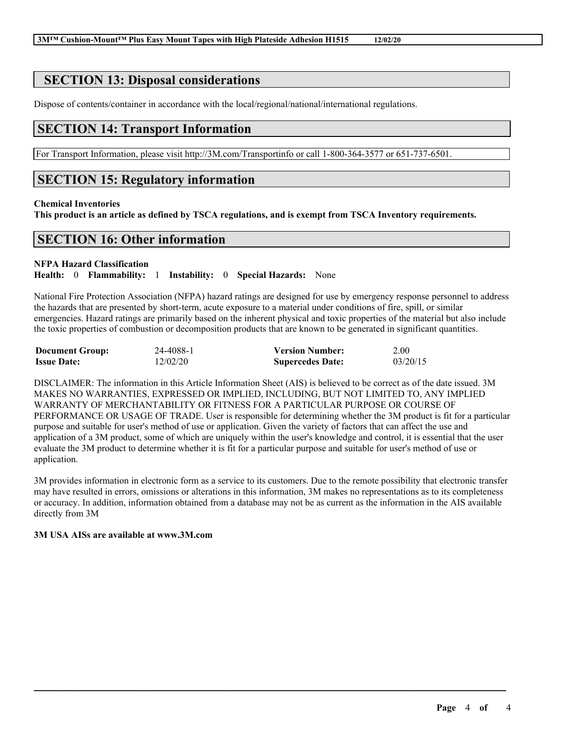## SECTION 13: Disposal considerations

Dispose of contents/container in accordance with the local/regional/national/international regulations.

## SECTION 14: Transport Information

For Transport Information, please visit http://3M.com/Transportinfo or call 1-800-364-3577 or 651-737-6501.

## SECTION 15: Regulatory information

**Chemical Inventories**
**This product is an article as defined by TSCA regulations, and is exempt from TSCA Inventory requirements.**

## SECTION 16: Other information

**NFPA Hazard Classification**
**Health:** 0 **Flammability:** 1 **Instability:** 0 **Special Hazards:** None

National Fire Protection Association (NFPA) hazard ratings are designed for use by emergency response personnel to address the hazards that are presented by short-term, acute exposure to a material under conditions of fire, spill, or similar emergencies. Hazard ratings are primarily based on the inherent physical and toxic properties of the material but also include the toxic properties of combustion or decomposition products that are known to be generated in significant quantities.

| | | | |
|---|---|---|---|
| **Document Group:** | 24-4088-1 | **Version Number:** | 2.00 |
| **Issue Date:** | 12/02/20 | **Supercedes Date:** | 03/20/15 |

DISCLAIMER: The information in this Article Information Sheet (AIS) is believed to be correct as of the date issued. 3M MAKES NO WARRANTIES, EXPRESSED OR IMPLIED, INCLUDING, BUT NOT LIMITED TO, ANY IMPLIED WARRANTY OF MERCHANTABILITY OR FITNESS FOR A PARTICULAR PURPOSE OR COURSE OF PERFORMANCE OR USAGE OF TRADE. User is responsible for determining whether the 3M product is fit for a particular purpose and suitable for user's method of use or application. Given the variety of factors that can affect the use and application of a 3M product, some of which are uniquely within the user's knowledge and control, it is essential that the user evaluate the 3M product to determine whether it is fit for a particular purpose and suitable for user's method of use or application.

3M provides information in electronic form as a service to its customers. Due to the remote possibility that electronic transfer may have resulted in errors, omissions or alterations in this information, 3M makes no representations as to its completeness or accuracy. In addition, information obtained from a database may not be as current as the information in the AIS available directly from 3M

**3M USA AISs are available at www.3M.com**